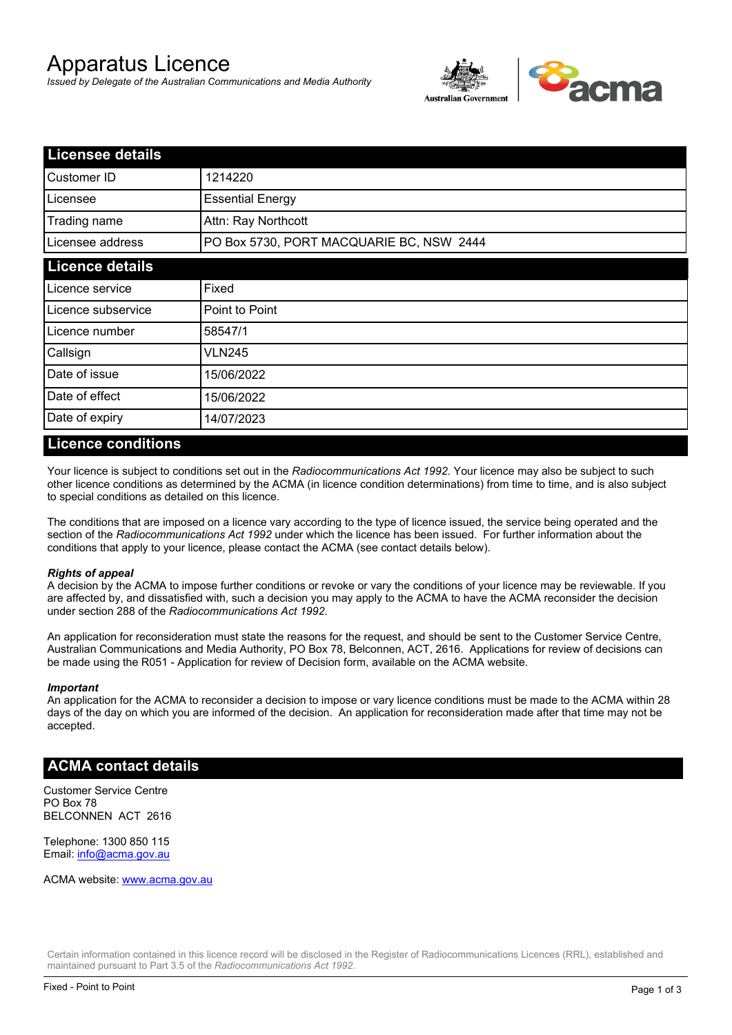# Apparatus Licence

*Issued by Delegate of the Australian Communications and Media Authority*

## Licensee details

| | |
|---|---|
| Customer ID | 1214220 |
| Licensee | Essential Energy |
| Trading name | Attn: Ray Northcott |
| Licensee address | PO Box 5730, PORT MACQUARIE BC, NSW 2444 |

## Licence details

| | |
|---|---|
| Licence service | Fixed |
| Licence subservice | Point to Point |
| Licence number | 58547/1 |
| Callsign | VLN245 |
| Date of issue | 15/06/2022 |
| Date of effect | 15/06/2022 |
| Date of expiry | 14/07/2023 |

## Licence conditions

Your licence is subject to conditions set out in the *Radiocommunications Act 1992*. Your licence may also be subject to such other licence conditions as determined by the ACMA (in licence condition determinations) from time to time, and is also subject to special conditions as detailed on this licence.

The conditions that are imposed on a licence vary according to the type of licence issued, the service being operated and the section of the *Radiocommunications Act 1992* under which the licence has been issued. For further information about the conditions that apply to your licence, please contact the ACMA (see contact details below).

***Rights of appeal***

A decision by the ACMA to impose further conditions or revoke or vary the conditions of your licence may be reviewable. If you are affected by, and dissatisfied with, such a decision you may apply to the ACMA to have the ACMA reconsider the decision under section 288 of the *Radiocommunications Act 1992*.

An application for reconsideration must state the reasons for the request, and should be sent to the Customer Service Centre, Australian Communications and Media Authority, PO Box 78, Belconnen, ACT, 2616. Applications for review of decisions can be made using the R051 - Application for review of Decision form, available on the ACMA website.

***Important***

An application for the ACMA to reconsider a decision to impose or vary licence conditions must be made to the ACMA within 28 days of the day on which you are informed of the decision. An application for reconsideration made after that time may not be accepted.

## ACMA contact details

Customer Service Centre
PO Box 78
BELCONNEN ACT 2616

Telephone: 1300 850 115
Email: info@acma.gov.au

ACMA website: www.acma.gov.au

Certain information contained in this licence record will be disclosed in the Register of Radiocommunications Licences (RRL), established and maintained pursuant to Part 3.5 of the *Radiocommunications Act 1992.*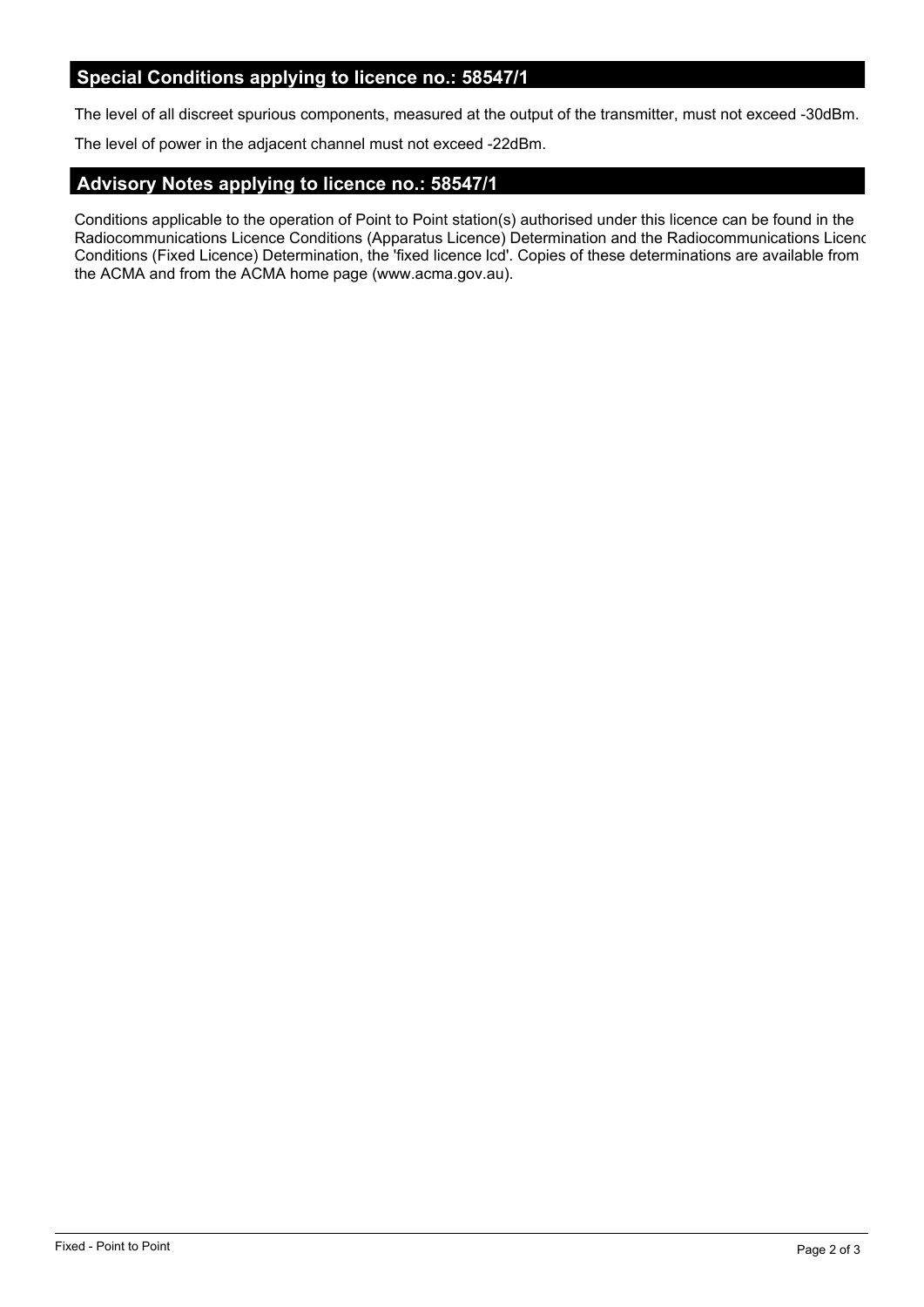## Special Conditions applying to licence no.: 58547/1

The level of all discreet spurious components, measured at the output of the transmitter, must not exceed -30dBm.

The level of power in the adjacent channel must not exceed -22dBm.

## Advisory Notes applying to licence no.: 58547/1

Conditions applicable to the operation of Point to Point station(s) authorised under this licence can be found in the Radiocommunications Licence Conditions (Apparatus Licence) Determination and the Radiocommunications Licenc Conditions (Fixed Licence) Determination, the 'fixed licence lcd'. Copies of these determinations are available from the ACMA and from the ACMA home page (www.acma.gov.au).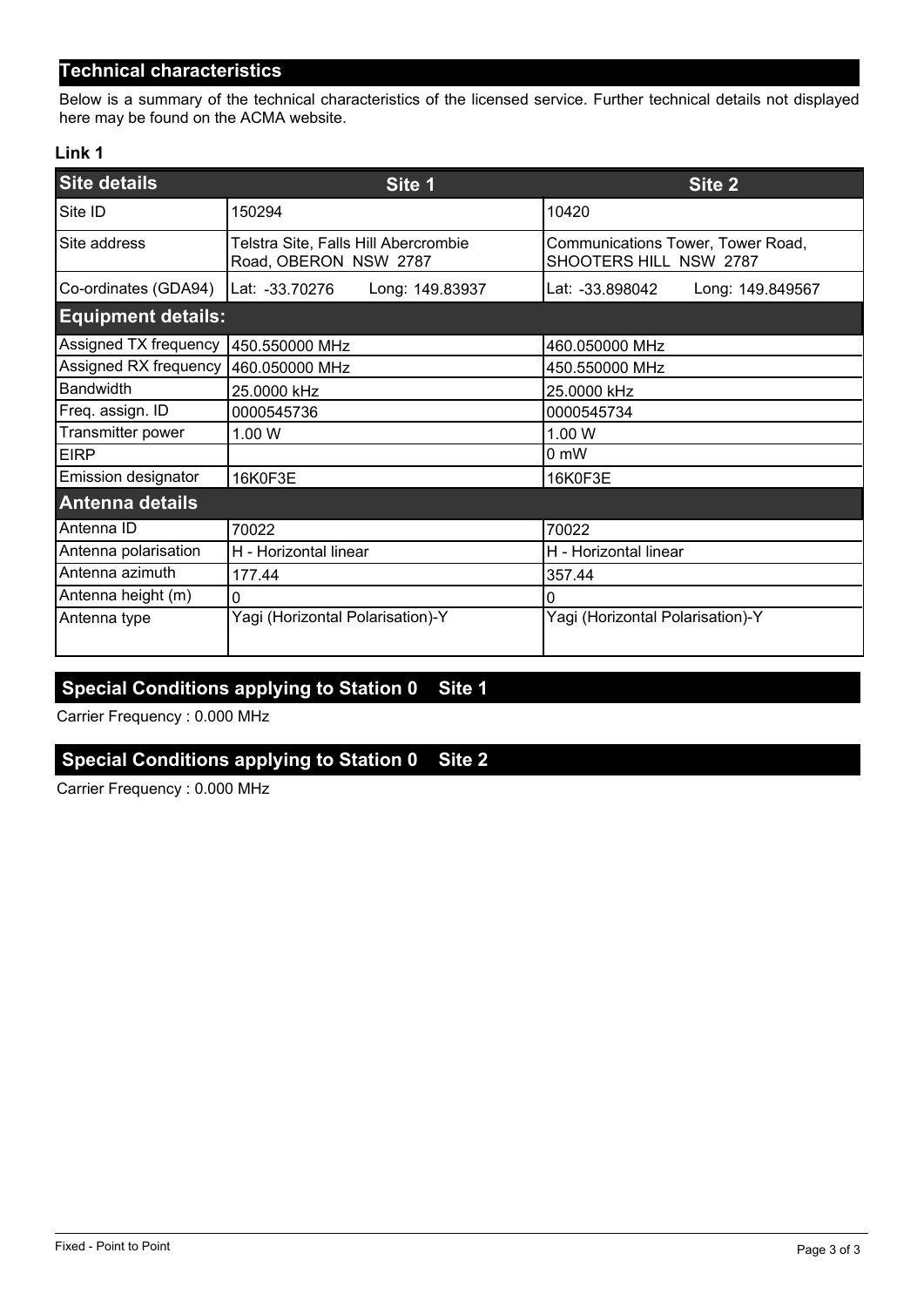## Technical characteristics

Below is a summary of the technical characteristics of the licensed service. Further technical details not displayed here may be found on the ACMA website.

**Link 1**

| Site details | Site 1 | Site 2 |
|---|---|---|
| Site ID | 150294 | 10420 |
| Site address | Telstra Site, Falls Hill Abercrombie Road, OBERON NSW 2787 | Communications Tower, Tower Road, SHOOTERS HILL NSW 2787 |
| Co-ordinates (GDA94) | Lat: -33.70276 Long: 149.83937 | Lat: -33.898042 Long: 149.849567 |
| **Equipment details:** | | |
| Assigned TX frequency | 450.550000 MHz | 460.050000 MHz |
| Assigned RX frequency | 460.050000 MHz | 450.550000 MHz |
| Bandwidth | 25.0000 kHz | 25.0000 kHz |
| Freq. assign. ID | 0000545736 | 0000545734 |
| Transmitter power | 1.00 W | 1.00 W |
| EIRP | | 0 mW |
| Emission designator | 16K0F3E | 16K0F3E |
| **Antenna details** | | |
| Antenna ID | 70022 | 70022 |
| Antenna polarisation | H - Horizontal linear | H - Horizontal linear |
| Antenna azimuth | 177.44 | 357.44 |
| Antenna height (m) | 0 | 0 |
| Antenna type | Yagi (Horizontal Polarisation)-Y | Yagi (Horizontal Polarisation)-Y |

## Special Conditions applying to Station 0 Site 1

Carrier Frequency : 0.000 MHz

## Special Conditions applying to Station 0 Site 2

Carrier Frequency : 0.000 MHz

Fixed - Point to Point